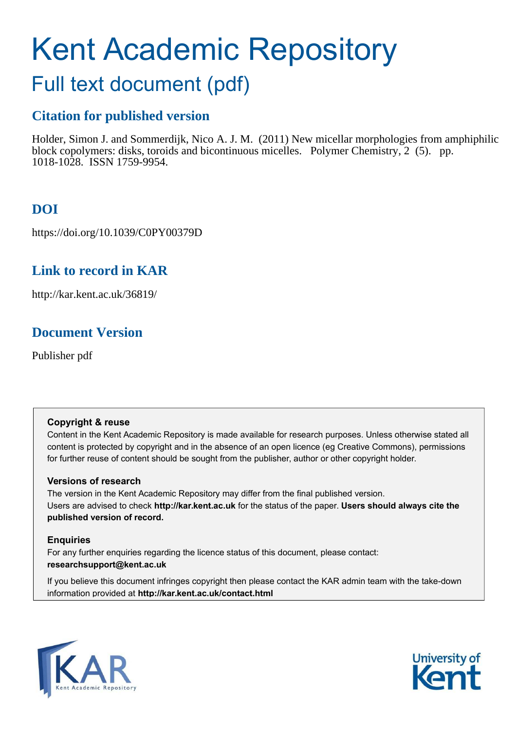# Kent Academic Repository

## Full text document (pdf)

### Citation for published version

Holder, Simon J. and Sommerdijk, Nico A. J. M. (2011) New micellar morphologies from amphiphilic block copolymers: disks, toroids and bicontinuous micelles. Polymer Chemistry, 2 (5). pp. 1018-1028. ISSN 1759-9954.

### DOI

https://doi.org/10.1039/C0PY00379D

### Link to record in KAR

http://kar.kent.ac.uk/36819/

### Document Version

Publisher pdf

**Copyright & reuse**

Content in the Kent Academic Repository is made available for research purposes. Unless otherwise stated all content is protected by copyright and in the absence of an open licence (eg Creative Commons), permissions for further reuse of content should be sought from the publisher, author or other copyright holder.

**Versions of research**

The version in the Kent Academic Repository may differ from the final published version.
Users are advised to check **http://kar.kent.ac.uk** for the status of the paper. **Users should always cite the published version of record.**

**Enquiries**

For any further enquiries regarding the licence status of this document, please contact:
**researchsupport@kent.ac.uk**

If you believe this document infringes copyright then please contact the KAR admin team with the take-down information provided at **http://kar.kent.ac.uk/contact.html**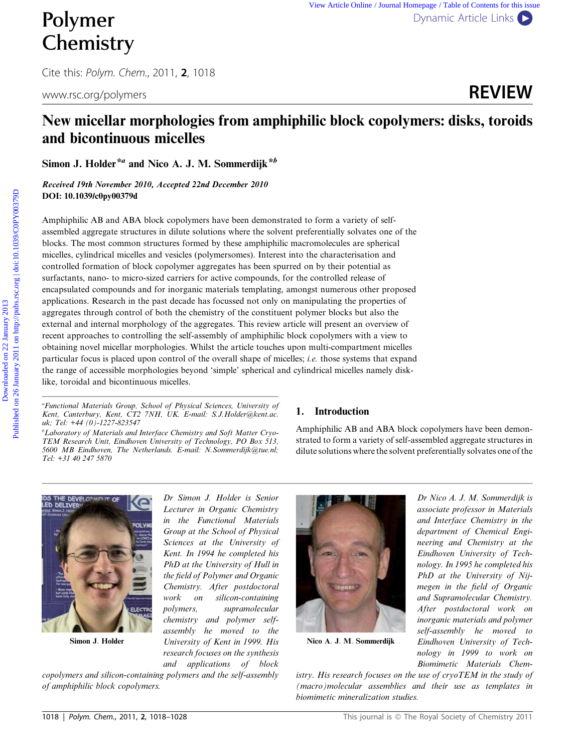# New micellar morphologies from amphiphilic block copolymers: disks, toroids and bicontinuous micelles

**Simon J. Holder**\*[a] **and Nico A. J. M. Sommerdijk**\*[b]

***Received 19th November 2010, Accepted 22nd December 2010***
**DOI: 10.1039/c0py00379d**

Amphiphilic AB and ABA block copolymers have been demonstrated to form a variety of self-assembled aggregate structures in dilute solutions where the solvent preferentially solvates one of the blocks. The most common structures formed by these amphiphilic macromolecules are spherical micelles, cylindrical micelles and vesicles (polymersomes). Interest into the characterisation and controlled formation of block copolymer aggregates has been spurred on by their potential as surfactants, nano- to micro-sized carriers for active compounds, for the controlled release of encapsulated compounds and for inorganic materials templating, amongst numerous other proposed applications. Research in the past decade has focussed not only on manipulating the properties of aggregates through control of both the chemistry of the constituent polymer blocks but also the external and internal morphology of the aggregates. This review article will present an overview of recent approaches to controlling the self-assembly of amphiphilic block copolymers with a view to obtaining novel micellar morphologies. Whilst the article touches upon multi-compartment micelles particular focus is placed upon control of the overall shape of micelles; *i.e.* those systems that expand the range of accessible morphologies beyond 'simple' spherical and cylindrical micelles namely disk-like, toroidal and bicontinuous micelles.

[a]*Functional Materials Group, School of Physical Sciences, University of Kent, Canterbury, Kent, CT2 7NH, UK. E-mail: S.J.Holder@kent.ac.uk; Tel: +44 (0)-1227-823547*

[b]*Laboratory of Materials and Interface Chemistry and Soft Matter Cryo-TEM Research Unit, Eindhoven University of Technology, PO Box 513, 5600 MB Eindhoven, The Netherlands. E-mail: N.Sommerdijk@tue.nl; Tel: +31 40 247 5870*

## 1. Introduction

Amphiphilic AB and ABA block copolymers have been demonstrated to form a variety of self-assembled aggregate structures in dilute solutions where the solvent preferentially solvates one of the

**Simon J. Holder**

*Dr Simon J. Holder is Senior Lecturer in Organic Chemistry in the Functional Materials Group at the School of Physical Sciences at the University of Kent. In 1994 he completed his PhD at the University of Hull in the field of Polymer and Organic Chemistry. After postdoctoral work on silicon-containing polymers, supramolecular chemistry and polymer self-assembly he moved to the University of Kent in 1999. His research focuses on the synthesis and applications of block copolymers and silicon-containing polymers and the self-assembly of amphiphilic block copolymers.*

**Nico A. J. M. Sommerdijk**

*Dr Nico A. J. M. Sommerdijk is associate professor in Materials and Interface Chemistry in the department of Chemical Engineering and Chemistry at the Eindhoven University of Technology. In 1995 he completed his PhD at the University of Nijmegen in the field of Organic and Supramolecular Chemistry. After postdoctoral work on inorganic materials and polymer self-assembly he moved to Eindhoven University of Technology in 1999 to work on Biomimetic Materials Chemistry. His research focuses on the use of cryoTEM in the study of (macro)molecular assemblies and their use as templates in biomimetic mineralization studies.*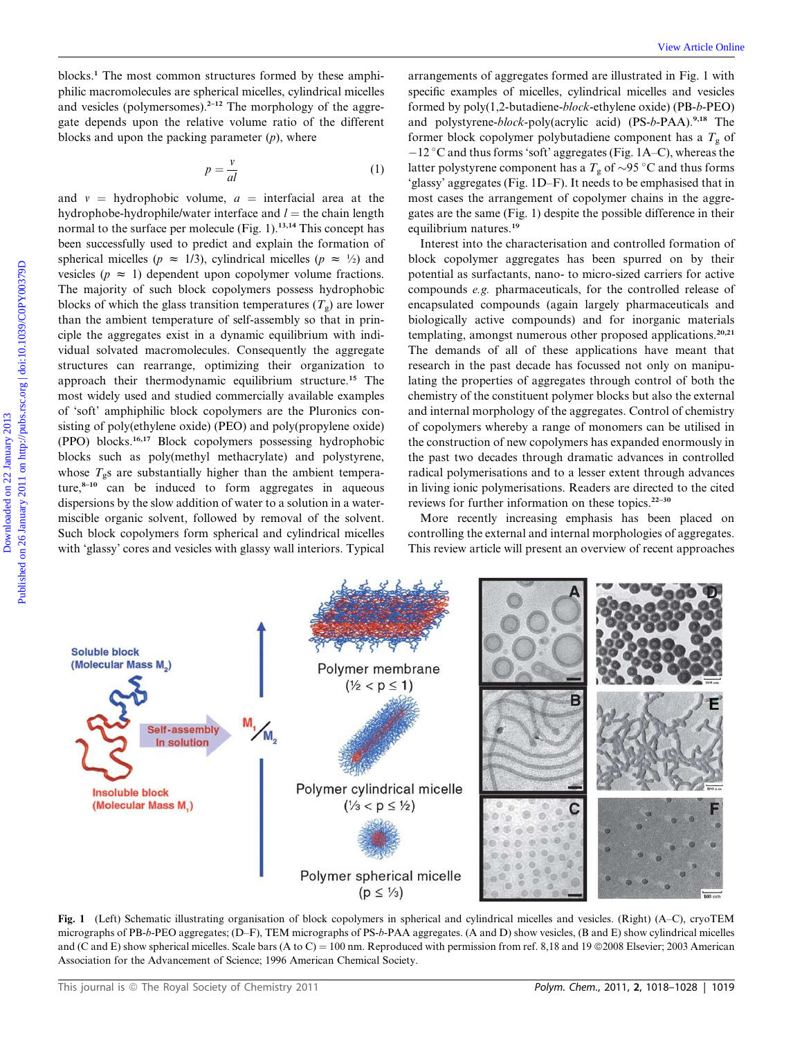blocks.[1] The most common structures formed by these amphiphilic macromolecules are spherical micelles, cylindrical micelles and vesicles (polymersomes).[2–12] The morphology of the aggregate depends upon the relative volume ratio of the different blocks and upon the packing parameter ($p$), where

$$p = \frac{v}{al} \tag{1}$$

and $v$ = hydrophobic volume, $a$ = interfacial area at the hydrophobe-hydrophile/water interface and $l$ = the chain length normal to the surface per molecule (Fig. 1).[13,14] This concept has been successfully used to predict and explain the formation of spherical micelles ($p \approx 1/3$), cylindrical micelles ($p \approx ½$) and vesicles ($p \approx 1$) dependent upon copolymer volume fractions. The majority of such block copolymers possess hydrophobic blocks of which the glass transition temperatures ($T_g$) are lower than the ambient temperature of self-assembly so that in principle the aggregates exist in a dynamic equilibrium with individual solvated macromolecules. Consequently the aggregate structures can rearrange, optimizing their organization to approach their thermodynamic equilibrium structure.[15] The most widely used and studied commercially available examples of 'soft' amphiphilic block copolymers are the Pluronics consisting of poly(ethylene oxide) (PEO) and poly(propylene oxide) (PPO) blocks.[16,17] Block copolymers possessing hydrophobic blocks such as poly(methyl methacrylate) and polystyrene, whose $T_g$s are substantially higher than the ambient temperature,[8–10] can be induced to form aggregates in aqueous dispersions by the slow addition of water to a solution in a water-miscible organic solvent, followed by removal of the solvent. Such block copolymers form spherical and cylindrical micelles with 'glassy' cores and vesicles with glassy wall interiors. Typical arrangements of aggregates formed are illustrated in Fig. 1 with specific examples of micelles, cylindrical micelles and vesicles formed by poly(1,2-butadiene-*block*-ethylene oxide) (PB-*b*-PEO) and polystyrene-*block*-poly(acrylic acid) (PS-*b*-PAA).[9,18] The former block copolymer polybutadiene component has a $T_g$ of $-12$ °C and thus forms 'soft' aggregates (Fig. 1A–C), whereas the latter polystyrene component has a $T_g$ of ~95 °C and thus forms 'glassy' aggregates (Fig. 1D–F). It needs to be emphasised that in most cases the arrangement of copolymer chains in the aggregates are the same (Fig. 1) despite the possible difference in their equilibrium natures.[19]

Interest into the characterisation and controlled formation of block copolymer aggregates has been spurred on by their potential as surfactants, nano- to micro-sized carriers for active compounds *e.g.* pharmaceuticals, for the controlled release of encapsulated compounds (again largely pharmaceuticals and biologically active compounds) and for inorganic materials templating, amongst numerous other proposed applications.[20,21] The demands of all of these applications have meant that research in the past decade has focussed not only on manipulating the properties of aggregates through control of both the chemistry of the constituent polymer blocks but also the external and internal morphology of the aggregates. Control of chemistry of copolymers whereby a range of monomers can be utilised in the construction of new copolymers has expanded enormously in the past two decades through dramatic advances in controlled radical polymerisations and to a lesser extent through advances in living ionic polymerisations. Readers are directed to the cited reviews for further information on these topics.[22–30]

More recently increasing emphasis has been placed on controlling the external and internal morphologies of aggregates. This review article will present an overview of recent approaches

**Fig. 1** (Left) Schematic illustrating organisation of block copolymers in spherical and cylindrical micelles and vesicles. (Right) (A–C), cryoTEM micrographs of PB-*b*-PEO aggregates; (D–F), TEM micrographs of PS-*b*-PAA aggregates. (A and D) show vesicles, (B and E) show cylindrical micelles and (C and E) show spherical micelles. Scale bars (A to C) = 100 nm. Reproduced with permission from ref. 8,18 and 19 ©2008 Elsevier; 2003 American Association for the Advancement of Science; 1996 American Chemical Society.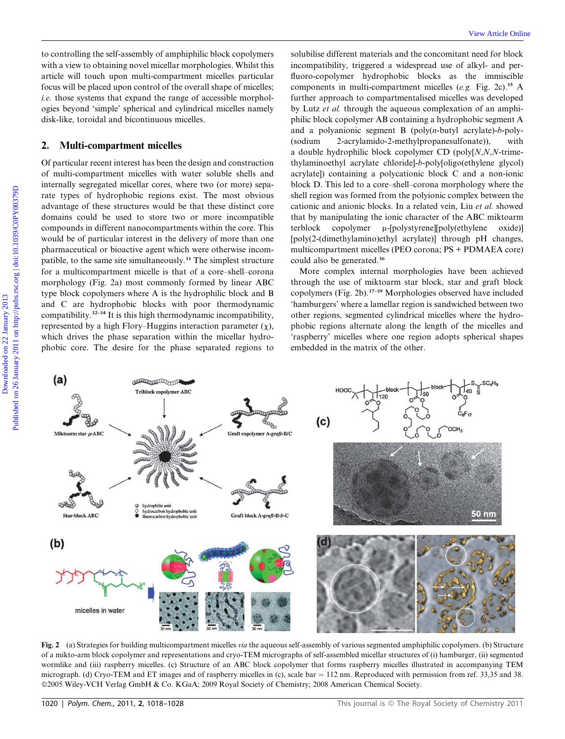to controlling the self-assembly of amphiphilic block copolymers with a view to obtaining novel micellar morphologies. Whilst this article will touch upon multi-compartment micelles particular focus will be placed upon control of the overall shape of micelles; *i.e.* those systems that expand the range of accessible morphologies beyond 'simple' spherical and cylindrical micelles namely disk-like, toroidal and bicontinuous micelles.

## 2. Multi-compartment micelles

Of particular recent interest has been the design and construction of multi-compartment micelles with water soluble shells and internally segregated micellar cores, where two (or more) separate types of hydrophobic regions exist. The most obvious advantage of these structures would be that these distinct core domains could be used to store two or more incompatible compounds in different nanocompartments within the core. This would be of particular interest in the delivery of more than one pharmaceutical or bioactive agent which were otherwise incompatible, to the same site simultaneously.[31] The simplest structure for a multicompartment micelle is that of a core–shell–corona morphology (Fig. 2a) most commonly formed by linear ABC type block copolymers where A is the hydrophilic block and B and C are hydrophobic blocks with poor thermodynamic compatibility.[32–34] It is this high thermodynamic incompatibility, represented by a high Flory–Huggins interaction parameter ($\chi$), which drives the phase separation within the micellar hydrophobic core. The desire for the phase separated regions to solubilise different materials and the concomitant need for block incompatibility, triggered a widespread use of alkyl- and perfluoro-copolymer hydrophobic blocks as the immiscible components in multi-compartment micelles (*e.g.* Fig. 2c).[35] A further approach to compartmentalised micelles was developed by Lutz *et al.* through the aqueous complexation of an amphiphilic block copolymer AB containing a hydrophobic segment A and a polyanionic segment B (poly(*n*-butyl acrylate)-*b*-poly-(sodium 2-acrylamido-2-methylpropanesulfonate)), with a double hydrophilic block copolymer CD (poly[*N*,*N*,*N*-trimethylaminoethyl acrylate chloride]-*b*-poly[oligo(ethylene glycol) acrylate]) containing a polycationic block C and a non-ionic block D. This led to a core–shell–corona morphology where the shell region was formed from the polyionic complex between the cationic and anionic blocks. In a related vein, Liu *et al.* showed that by manipulating the ionic character of the ABC miktoarm terblock copolymer μ-[polystyrene][poly(ethylene oxide)][poly(2-(dimethylamino)ethyl acrylate)] through pH changes, multicompartment micelles (PEO corona; PS + PDMAEA core) could also be generated.[36]

More complex internal morphologies have been achieved through the use of miktoarm star block, star and graft block copolymers (Fig. 2b).[37–39] Morphologies observed have included 'hamburgers' where a lamellar region is sandwiched between two other regions, segmented cylindrical micelles where the hydrophobic regions alternate along the length of the micelles and 'raspberry' micelles where one region adopts spherical shapes embedded in the matrix of the other.

**Fig. 2** (a) Strategies for building multicompartment micelles *via* the aqueous self-assembly of various segmented amphiphilic copolymers. (b) Structure of a mikto-arm block copolymer and representations and cryo-TEM micrographs of self-assembled micellar structures of (i) hamburger, (ii) segmented wormlike and (iii) raspberry micelles. (c) Structure of an ABC block copolymer that forms raspberry micelles illustrated in accompanying TEM micrograph. (d) Cryo-TEM and ET images and of raspberry micelles in (c), scale bar = 112 nm. Reproduced with permission from ref. 33,35 and 38. ©2005 Wiley-VCH Verlag GmbH & Co. KGaA; 2009 Royal Society of Chemistry; 2008 American Chemical Society.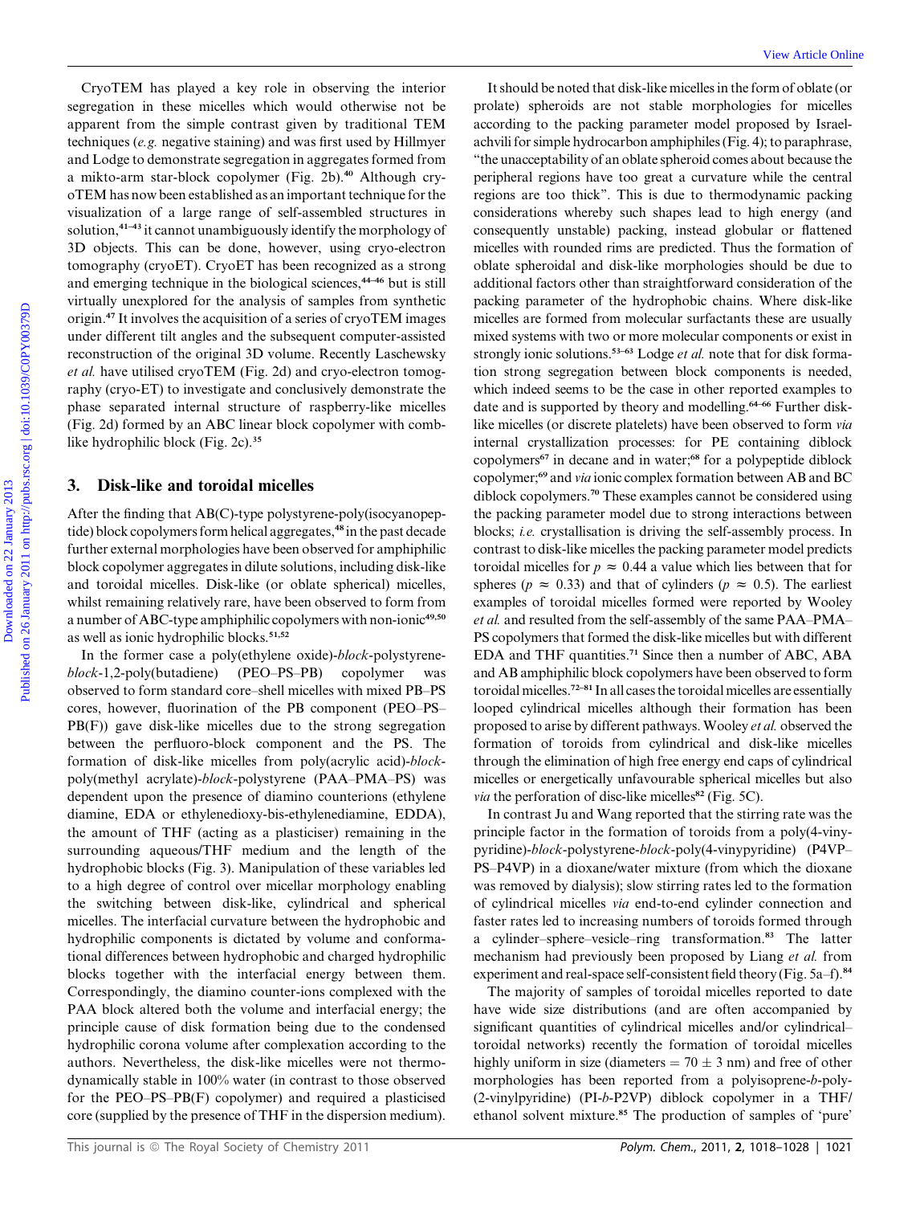CryoTEM has played a key role in observing the interior segregation in these micelles which would otherwise not be apparent from the simple contrast given by traditional TEM techniques (*e.g.* negative staining) and was first used by Hillmyer and Lodge to demonstrate segregation in aggregates formed from a mikto-arm star-block copolymer (Fig. 2b).[40] Although cryoTEM has now been established as an important technique for the visualization of a large range of self-assembled structures in solution,[41–43] it cannot unambiguously identify the morphology of 3D objects. This can be done, however, using cryo-electron tomography (cryoET). CryoET has been recognized as a strong and emerging technique in the biological sciences,[44–46] but is still virtually unexplored for the analysis of samples from synthetic origin.[47] It involves the acquisition of a series of cryoTEM images under different tilt angles and the subsequent computer-assisted reconstruction of the original 3D volume. Recently Laschewsky *et al.* have utilised cryoTEM (Fig. 2d) and cryo-electron tomography (cryo-ET) to investigate and conclusively demonstrate the phase separated internal structure of raspberry-like micelles (Fig. 2d) formed by an ABC linear block copolymer with comb-like hydrophilic block (Fig. 2c).[35]

## 3. Disk-like and toroidal micelles

After the finding that AB(C)-type polystyrene-poly(isocyanopeptide) block copolymers form helical aggregates,[48] in the past decade further external morphologies have been observed for amphiphilic block copolymer aggregates in dilute solutions, including disk-like and toroidal micelles. Disk-like (or oblate spherical) micelles, whilst remaining relatively rare, have been observed to form from a number of ABC-type amphiphilic copolymers with non-ionic[49,50] as well as ionic hydrophilic blocks.[51,52]

In the former case a poly(ethylene oxide)-*block*-polystyrene-*block*-1,2-poly(butadiene) (PEO–PS–PB) copolymer was observed to form standard core–shell micelles with mixed PB–PS cores, however, fluorination of the PB component (PEO–PS–PB(F)) gave disk-like micelles due to the strong segregation between the perfluoro-block component and the PS. The formation of disk-like micelles from poly(acrylic acid)-*block*-poly(methyl acrylate)-*block*-polystyrene (PAA–PMA–PS) was dependent upon the presence of diamino counterions (ethylene diamine, EDA or ethylenedioxy-bis-ethylenediamine, EDDA), the amount of THF (acting as a plasticiser) remaining in the surrounding aqueous/THF medium and the length of the hydrophobic blocks (Fig. 3). Manipulation of these variables led to a high degree of control over micellar morphology enabling the switching between disk-like, cylindrical and spherical micelles. The interfacial curvature between the hydrophobic and hydrophilic components is dictated by volume and conformational differences between hydrophobic and charged hydrophilic blocks together with the interfacial energy between them. Correspondingly, the diamino counter-ions complexed with the PAA block altered both the volume and interfacial energy; the principle cause of disk formation being due to the condensed hydrophilic corona volume after complexation according to the authors. Nevertheless, the disk-like micelles were not thermodynamically stable in 100% water (in contrast to those observed for the PEO–PS–PB(F) copolymer) and required a plasticised core (supplied by the presence of THF in the dispersion medium).

It should be noted that disk-like micelles in the form of oblate (or prolate) spheroids are not stable morphologies for micelles according to the packing parameter model proposed by Israelachvili for simple hydrocarbon amphiphiles (Fig. 4); to paraphrase, "the unacceptability of an oblate spheroid comes about because the peripheral regions have too great a curvature while the central regions are too thick". This is due to thermodynamic packing considerations whereby such shapes lead to high energy (and consequently unstable) packing, instead globular or flattened micelles with rounded rims are predicted. Thus the formation of oblate spheroidal and disk-like morphologies should be due to additional factors other than straightforward consideration of the packing parameter of the hydrophobic chains. Where disk-like micelles are formed from molecular surfactants these are usually mixed systems with two or more molecular components or exist in strongly ionic solutions.[53–63] Lodge *et al.* note that for disk formation strong segregation between block components is needed, which indeed seems to be the case in other reported examples to date and is supported by theory and modelling.[64–66] Further disk-like micelles (or discrete platelets) have been observed to form *via* internal crystallization processes: for PE containing diblock copolymers[67] in decane and in water;[68] for a polypeptide diblock copolymer;[69] and *via* ionic complex formation between AB and BC diblock copolymers.[70] These examples cannot be considered using the packing parameter model due to strong interactions between blocks; *i.e.* crystallisation is driving the self-assembly process. In contrast to disk-like micelles the packing parameter model predicts toroidal micelles for $p \approx 0.44$ a value which lies between that for spheres ($p \approx 0.33$) and that of cylinders ($p \approx 0.5$). The earliest examples of toroidal micelles formed were reported by Wooley *et al.* and resulted from the self-assembly of the same PAA–PMA–PS copolymers that formed the disk-like micelles but with different EDA and THF quantities.[71] Since then a number of ABC, ABA and AB amphiphilic block copolymers have been observed to form toroidal micelles.[72–81] In all cases the toroidal micelles are essentially looped cylindrical micelles although their formation has been proposed to arise by different pathways. Wooley *et al.* observed the formation of toroids from cylindrical and disk-like micelles through the elimination of high free energy end caps of cylindrical micelles or energetically unfavourable spherical micelles but also *via* the perforation of disc-like micelles[82] (Fig. 5C).

In contrast Ju and Wang reported that the stirring rate was the principle factor in the formation of toroids from a poly(4-vinypyridine)-*block*-polystyrene-*block*-poly(4-vinypyridine) (P4VP–PS–P4VP) in a dioxane/water mixture (from which the dioxane was removed by dialysis); slow stirring rates led to the formation of cylindrical micelles *via* end-to-end cylinder connection and faster rates led to increasing numbers of toroids formed through a cylinder–sphere–vesicle–ring transformation.[83] The latter mechanism had previously been proposed by Liang *et al.* from experiment and real-space self-consistent field theory (Fig. 5a–f).[84]

The majority of samples of toroidal micelles reported to date have wide size distributions (and are often accompanied by significant quantities of cylindrical micelles and/or cylindrical–toroidal networks) recently the formation of toroidal micelles highly uniform in size (diameters = 70 ± 3 nm) and free of other morphologies has been reported from a polyisoprene-*b*-poly-(2-vinylpyridine) (PI-*b*-P2VP) diblock copolymer in a THF/ethanol solvent mixture.[85] The production of samples of 'pure'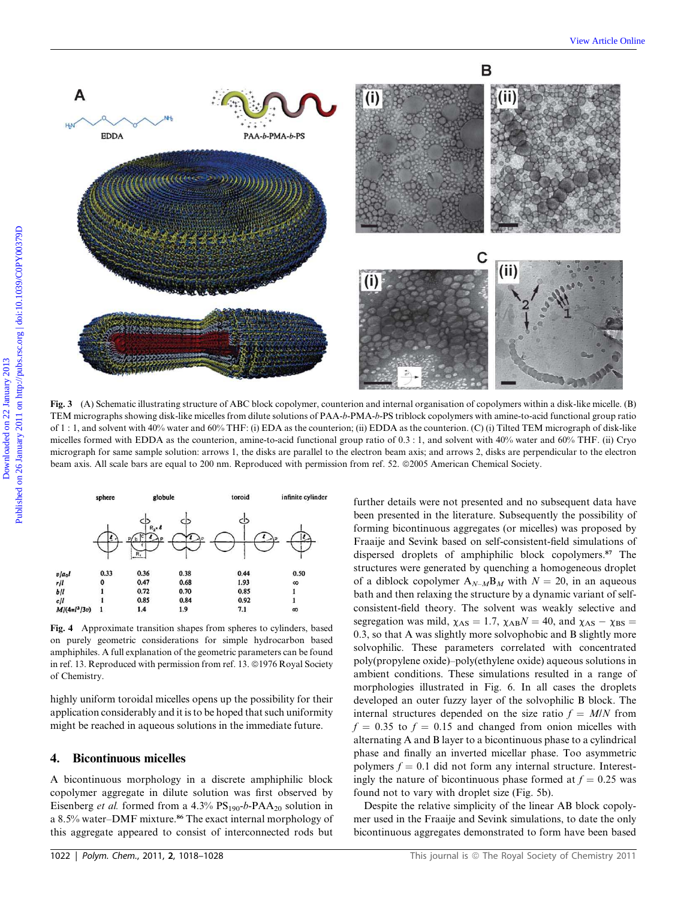**Fig. 3** (A) Schematic illustrating structure of ABC block copolymer, counterion and internal organisation of copolymers within a disk-like micelle. (B) TEM micrographs showing disk-like micelles from dilute solutions of PAA-*b*-PMA-*b*-PS triblock copolymers with amine-to-acid functional group ratio of 1 : 1, and solvent with 40% water and 60% THF: (i) EDA as the counterion; (ii) EDDA as the counterion. (C) (i) Tilted TEM micrograph of disk-like micelles formed with EDDA as the counterion, amine-to-acid functional group ratio of 0.3 : 1, and solvent with 40% water and 60% THF. (ii) Cryo micrograph for same sample solution: arrows 1, the disks are parallel to the electron beam axis; and arrows 2, disks are perpendicular to the electron beam axis. All scale bars are equal to 200 nm. Reproduced with permission from ref. 52. ©2005 American Chemical Society.

| | sphere | globule | | toroid | infinite cylinder |
|---|---|---|---|---|---|
| $v/a_0l$ | 0.33 | 0.36 | 0.38 | 0.44 | 0.50 |
| $r/l$ | 0 | 0.47 | 0.68 | 1.93 | ∞ |
| $b/l$ | 1 | 0.72 | 0.70 | 0.85 | 1 |
| $c/l$ | 1 | 0.85 | 0.84 | 0.92 | 1 |
| $M/(4\pi l^3/3v)$ | 1 | 1.4 | 1.9 | 7.1 | ∞ |

**Fig. 4** Approximate transition shapes from spheres to cylinders, based on purely geometric considerations for simple hydrocarbon based amphiphiles. A full explanation of the geometric parameters can be found in ref. 13. Reproduced with permission from ref. 13. ©1976 Royal Society of Chemistry.

highly uniform toroidal micelles opens up the possibility for their application considerably and it is to be hoped that such uniformity might be reached in aqueous solutions in the immediate future.

## 4. Bicontinuous micelles

A bicontinuous morphology in a discrete amphiphilic block copolymer aggregate in dilute solution was first observed by Eisenberg *et al.* formed from a 4.3% $PS_{190}$-*b*-$PAA_{20}$ solution in a 8.5% water–DMF mixture.[86] The exact internal morphology of this aggregate appeared to consist of interconnected rods but further details were not presented and no subsequent data have been presented in the literature. Subsequently the possibility of forming bicontinuous aggregates (or micelles) was proposed by Fraaije and Sevink based on self-consistent-field simulations of dispersed droplets of amphiphilic block copolymers.[87] The structures were generated by quenching a homogeneous droplet of a diblock copolymer $A_{N-M}B_M$ with $N = 20$, in an aqueous bath and then relaxing the structure by a dynamic variant of self-consistent-field theory. The solvent was weakly selective and segregation was mild, $\chi_{AS} = 1.7$, $\chi_{AB}N = 40$, and $\chi_{AS} - \chi_{BS} = 0.3$, so that A was slightly more solvophobic and B slightly more solvophilic. These parameters correlated with concentrated poly(propylene oxide)–poly(ethylene oxide) aqueous solutions in ambient conditions. These simulations resulted in a range of morphologies illustrated in Fig. 6. In all cases the droplets developed an outer fuzzy layer of the solvophilic B block. The internal structures depended on the size ratio $f = M/N$ from $f = 0.35$ to $f = 0.15$ and changed from onion micelles with alternating A and B layer to a bicontinuous phase to a cylindrical phase and finally an inverted micellar phase. Too asymmetric polymers $f = 0.1$ did not form any internal structure. Interestingly the nature of bicontinuous phase formed at $f = 0.25$ was found not to vary with droplet size (Fig. 5b).

Despite the relative simplicity of the linear AB block copolymer used in the Fraaije and Sevink simulations, to date the only bicontinuous aggregates demonstrated to form have been based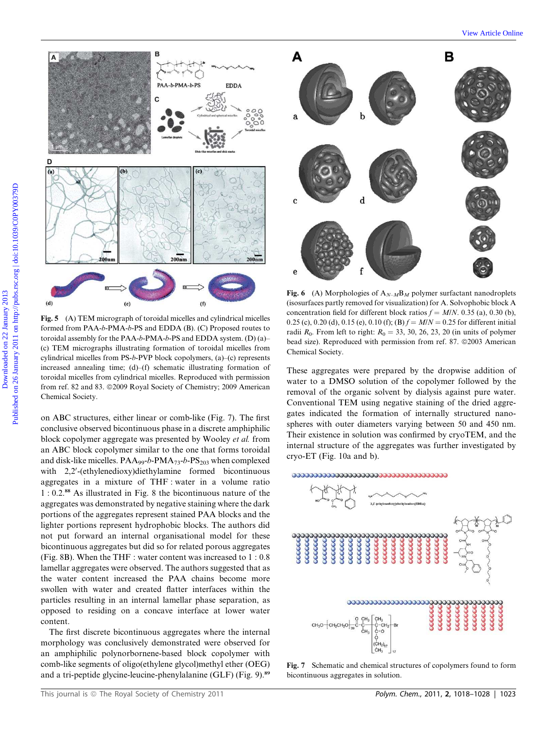Fig. 5 (A) TEM micrograph of toroidal micelles and cylindrical micelles formed from PAA-*b*-PMA-*b*-PS and EDDA (B). (C) Proposed routes to toroidal assembly for the PAA-*b*-PMA-*b*-PS and EDDA system. (D) (a)–(c) TEM micrographs illustrating formation of toroidal micelles from cylindrical micelles from PS-*b*-PVP block copolymers, (a)–(c) represents increased annealing time; (d)–(f) schematic illustrating formation of toroidal micelles from cylindrical micelles. Reproduced with permission from ref. 82 and 83. ©2009 Royal Society of Chemistry; 2009 American Chemical Society.

on ABC structures, either linear or comb-like (Fig. 7). The first conclusive observed bicontinuous phase in a discrete amphiphilic block copolymer aggregate was presented by Wooley *et al.* from an ABC block copolymer similar to the one that forms toroidal and disk-like micelles. $PAA_{99}$-*b*-$PMA_{73}$-*b*-$PS_{203}$ when complexed with 2,2′-(ethylenedioxy)diethylamine formed bicontinuous aggregates in a mixture of THF : water in a volume ratio 1 : 0.2.[88] As illustrated in Fig. 8 the bicontinuous nature of the aggregates was demonstrated by negative staining where the dark portions of the aggregates represent stained PAA blocks and the lighter portions represent hydrophobic blocks. The authors did not put forward an internal organisational model for these bicontinuous aggregates but did so for related porous aggregates (Fig. 8B). When the THF : water content was increased to 1 : 0.8 lamellar aggregates were observed. The authors suggested that as the water content increased the PAA chains become more swollen with water and created flatter interfaces within the particles resulting in an internal lamellar phase separation, as opposed to residing on a concave interface at lower water content.

The first discrete bicontinuous aggregates where the internal morphology was conclusively demonstrated were observed for an amphiphilic polynorbornene-based block copolymer with comb-like segments of oligo(ethylene glycol)methyl ether (OEG) and a tri-peptide glycine-leucine-phenylalanine (GLF) (Fig. 9).[89] These aggregates were prepared by the dropwise addition of water to a DMSO solution of the copolymer followed by the removal of the organic solvent by dialysis against pure water. Conventional TEM using negative staining of the dried aggregates indicated the formation of internally structured nanospheres with outer diameters varying between 50 and 450 nm. Their existence in solution was confirmed by cryoTEM, and the internal structure of the aggregates was further investigated by cryo-ET (Fig. 10a and b).

Fig. 6 (A) Morphologies of $A_{N-M}B_M$ polymer surfactant nanodroplets (isosurfaces partly removed for visualization) for A. Solvophobic block A concentration field for different block ratios $f = M/N$. 0.35 (a), 0.30 (b), 0.25 (c), 0.20 (d), 0.15 (e), 0.10 (f); (B) $f = M/N = 0.25$ for different initial radii $R_0$. From left to right: $R_0$ = 33, 30, 26, 23, 20 (in units of polymer bead size). Reproduced with permission from ref. 87. ©2003 American Chemical Society.

Fig. 7 Schematic and chemical structures of copolymers found to form bicontinuous aggregates in solution.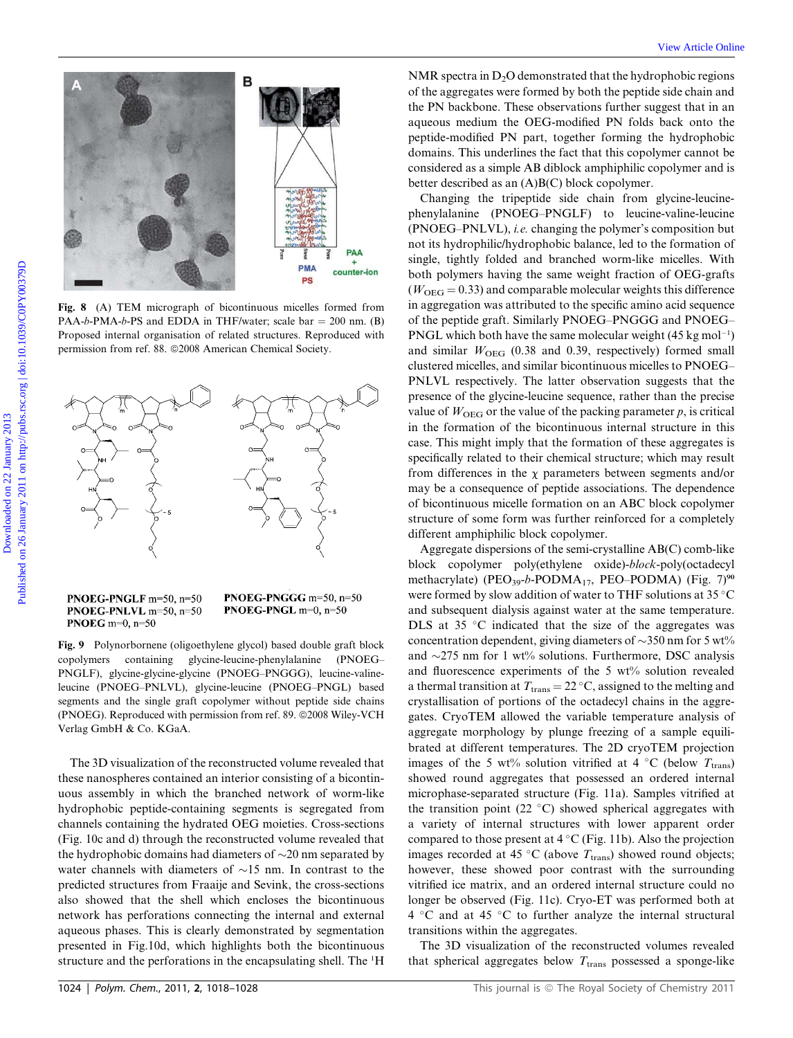Fig. 8 (A) TEM micrograph of bicontinuous micelles formed from PAA-*b*-PMA-*b*-PS and EDDA in THF/water; scale bar = 200 nm. (B) Proposed internal organisation of related structures. Reproduced with permission from ref. 88. ©2008 American Chemical Society.

Fig. 9 Polynorbornene (oligoethylene glycol) based double graft block copolymers containing glycine-leucine-phenylalanine (PNOEG–PNGLF), glycine-glycine-glycine (PNOEG–PNGGG), leucine-valine-leucine (PNOEG–PNLVL), glycine-leucine (PNOEG–PNGL) based segments and the single graft copolymer without peptide side chains (PNOEG). Reproduced with permission from ref. 89. ©2008 Wiley-VCH Verlag GmbH & Co. KGaA.

The 3D visualization of the reconstructed volume revealed that these nanospheres contained an interior consisting of a bicontinuous assembly in which the branched network of worm-like hydrophobic peptide-containing segments is segregated from channels containing the hydrated OEG moieties. Cross-sections (Fig. 10c and d) through the reconstructed volume revealed that the hydrophobic domains had diameters of ~20 nm separated by water channels with diameters of ~15 nm. In contrast to the predicted structures from Fraaije and Sevink, the cross-sections also showed that the shell which encloses the bicontinuous network has perforations connecting the internal and external aqueous phases. This is clearly demonstrated by segmentation presented in Fig.10d, which highlights both the bicontinuous structure and the perforations in the encapsulating shell. The $^1$H NMR spectra in $D_2O$ demonstrated that the hydrophobic regions of the aggregates were formed by both the peptide side chain and the PN backbone. These observations further suggest that in an aqueous medium the OEG-modified PN folds back onto the peptide-modified PN part, together forming the hydrophobic domains. This underlines the fact that this copolymer cannot be considered as a simple AB diblock amphiphilic copolymer and is better described as an (A)B(C) block copolymer.

Changing the tripeptide side chain from glycine-leucine-phenylalanine (PNOEG–PNGLF) to leucine-valine-leucine (PNOEG–PNLVL), *i.e.* changing the polymer's composition but not its hydrophilic/hydrophobic balance, led to the formation of single, tightly folded and branched worm-like micelles. With both polymers having the same weight fraction of OEG-grafts ($W_{OEG} = 0.33$) and comparable molecular weights this difference in aggregation was attributed to the specific amino acid sequence of the peptide graft. Similarly PNOEG–PNGGG and PNOEG–PNGL which both have the same molecular weight (45 kg mol$^{-1}$) and similar $W_{OEG}$ (0.38 and 0.39, respectively) formed small clustered micelles, and similar bicontinuous micelles to PNOEG–PNLVL respectively. The latter observation suggests that the presence of the glycine-leucine sequence, rather than the precise value of $W_{OEG}$ or the value of the packing parameter $p$, is critical in the formation of the bicontinuous internal structure in this case. This might imply that the formation of these aggregates is specifically related to their chemical structure; which may result from differences in the $\chi$ parameters between segments and/or may be a consequence of peptide associations. The dependence of bicontinuous micelle formation on an ABC block copolymer structure of some form was further reinforced for a completely different amphiphilic block copolymer.

Aggregate dispersions of the semi-crystalline AB(C) comb-like block copolymer poly(ethylene oxide)-*block*-poly(octadecyl methacrylate) ($PEO_{39}$-*b*-$PODMA_{17}$, PEO–PODMA) (Fig. 7)[90] were formed by slow addition of water to THF solutions at 35 °C and subsequent dialysis against water at the same temperature. DLS at 35 °C indicated that the size of the aggregates was concentration dependent, giving diameters of ~350 nm for 5 wt% and ~275 nm for 1 wt% solutions. Furthermore, DSC analysis and fluorescence experiments of the 5 wt% solution revealed a thermal transition at $T_{trans} = 22$ °C, assigned to the melting and crystallisation of portions of the octadecyl chains in the aggregates. CryoTEM allowed the variable temperature analysis of aggregate morphology by plunge freezing of a sample equilibrated at different temperatures. The 2D cryoTEM projection images of the 5 wt% solution vitrified at 4 °C (below $T_{trans}$) showed round aggregates that possessed an ordered internal microphase-separated structure (Fig. 11a). Samples vitrified at the transition point (22 °C) showed spherical aggregates with a variety of internal structures with lower apparent order compared to those present at 4 °C (Fig. 11b). Also the projection images recorded at 45 °C (above $T_{trans}$) showed round objects; however, these showed poor contrast with the surrounding vitrified ice matrix, and an ordered internal structure could no longer be observed (Fig. 11c). Cryo-ET was performed both at 4 °C and at 45 °C to further analyze the internal structural transitions within the aggregates.

The 3D visualization of the reconstructed volumes revealed that spherical aggregates below $T_{trans}$ possessed a sponge-like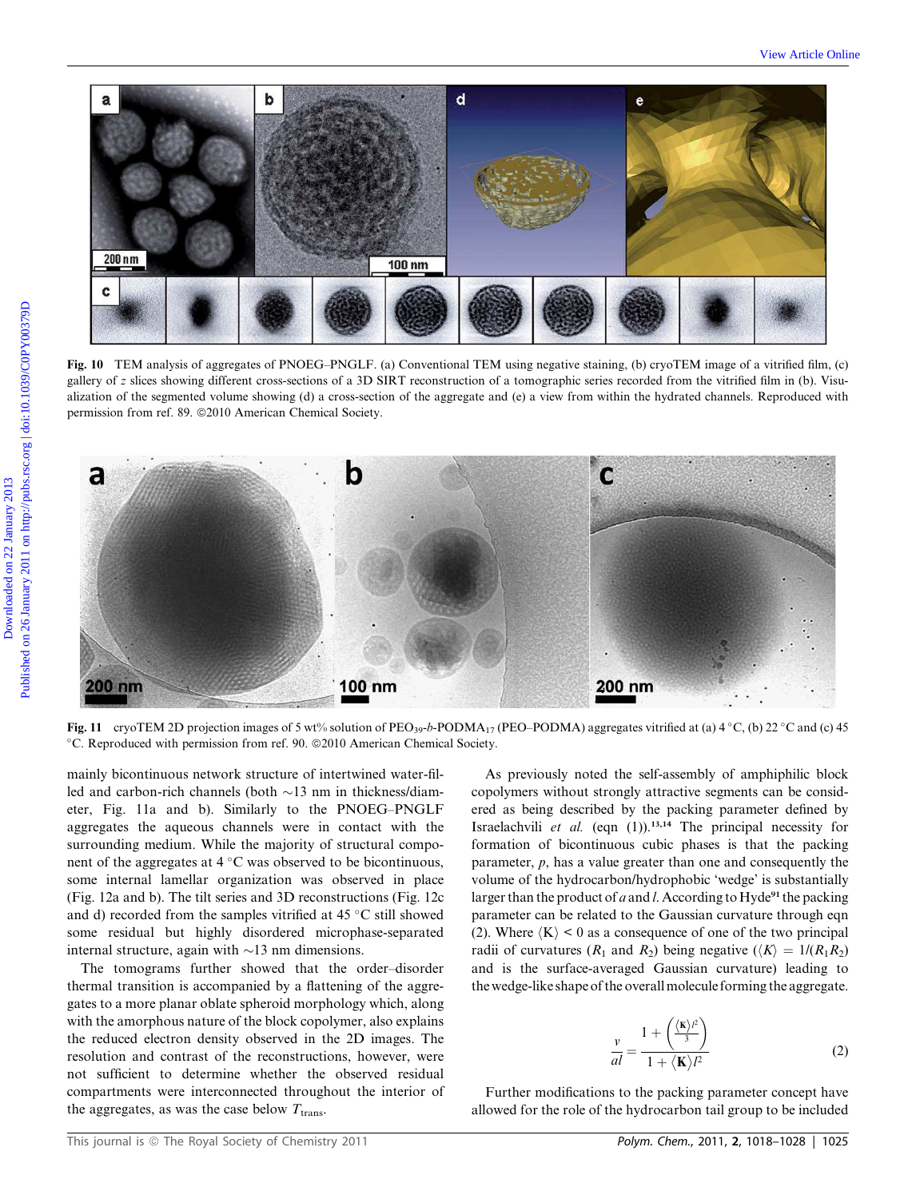Fig. 10 TEM analysis of aggregates of PNOEG–PNGLF. (a) Conventional TEM using negative staining, (b) cryoTEM image of a vitrified film, (c) gallery of $z$ slices showing different cross-sections of a 3D SIRT reconstruction of a tomographic series recorded from the vitrified film in (b). Visualization of the segmented volume showing (d) a cross-section of the aggregate and (e) a view from within the hydrated channels. Reproduced with permission from ref. 89. ©2010 American Chemical Society.

Fig. 11 cryoTEM 2D projection images of 5 wt% solution of $PEO_{39}$-$b$-$PODMA_{17}$ (PEO–PODMA) aggregates vitrified at (a) 4 °C, (b) 22 °C and (c) 45 °C. Reproduced with permission from ref. 90. ©2010 American Chemical Society.

mainly bicontinuous network structure of intertwined water-filled and carbon-rich channels (both ~13 nm in thickness/diameter, Fig. 11a and b). Similarly to the PNOEG–PNGLF aggregates the aqueous channels were in contact with the surrounding medium. While the majority of structural component of the aggregates at 4 °C was observed to be bicontinuous, some internal lamellar organization was observed in place (Fig. 12a and b). The tilt series and 3D reconstructions (Fig. 12c and d) recorded from the samples vitrified at 45 °C still showed some residual but highly disordered microphase-separated internal structure, again with ~13 nm dimensions.

The tomograms further showed that the order–disorder thermal transition is accompanied by a flattening of the aggregates to a more planar oblate spheroid morphology which, along with the amorphous nature of the block copolymer, also explains the reduced electron density observed in the 2D images. The resolution and contrast of the reconstructions, however, were not sufficient to determine whether the observed residual compartments were interconnected throughout the interior of the aggregates, as was the case below $T_{trans}$.

As previously noted the self-assembly of amphiphilic block copolymers without strongly attractive segments can be considered as being described by the packing parameter defined by Israelachvili *et al.* (eqn (1)).[13,14] The principal necessity for formation of bicontinuous cubic phases is that the packing parameter, $p$, has a value greater than one and consequently the volume of the hydrocarbon/hydrophobic 'wedge' is substantially larger than the product of $a$ and $l$. According to Hyde[91] the packing parameter can be related to the Gaussian curvature through eqn (2). Where $\langle K \rangle < 0$ as a consequence of one of the two principal radii of curvatures ($R_1$ and $R_2$) being negative ($\langle K \rangle = 1/(R_1R_2)$ and is the surface-averaged Gaussian curvature) leading to the wedge-like shape of the overall molecule forming the aggregate.

$$\frac{v}{al} = \frac{1 + \left(\frac{\langle \mathbf{K} \rangle l^2}{3}\right)}{1 + \langle \mathbf{K} \rangle l^2} \tag{2}$$

Further modifications to the packing parameter concept have allowed for the role of the hydrocarbon tail group to be included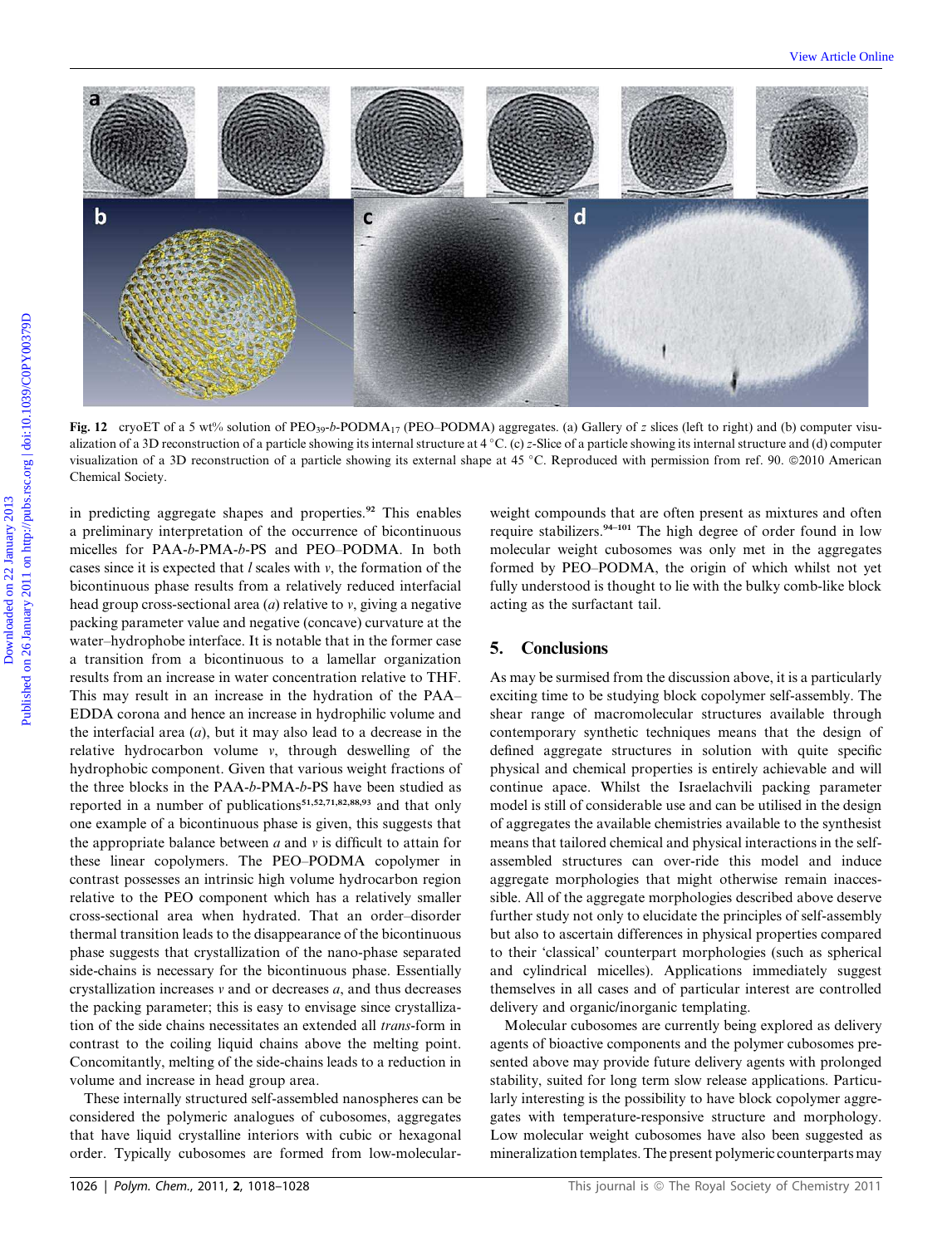**Fig. 12** cryoET of a 5 wt% solution of $PEO_{39}$-*b*-$PODMA_{17}$ (PEO–PODMA) aggregates. (a) Gallery of *z* slices (left to right) and (b) computer visualization of a 3D reconstruction of a particle showing its internal structure at 4 °C. (c) *z*-Slice of a particle showing its internal structure and (d) computer visualization of a 3D reconstruction of a particle showing its external shape at 45 °C. Reproduced with permission from ref. 90. ©2010 American Chemical Society.

in predicting aggregate shapes and properties.[92] This enables a preliminary interpretation of the occurrence of bicontinuous micelles for PAA-*b*-PMA-*b*-PS and PEO–PODMA. In both cases since it is expected that *l* scales with *v*, the formation of the bicontinuous phase results from a relatively reduced interfacial head group cross-sectional area (*a*) relative to *v*, giving a negative packing parameter value and negative (concave) curvature at the water–hydrophobe interface. It is notable that in the former case a transition from a bicontinuous to a lamellar organization results from an increase in water concentration relative to THF. This may result in an increase in the hydration of the PAA–EDDA corona and hence an increase in hydrophilic volume and the interfacial area (*a*), but it may also lead to a decrease in the relative hydrocarbon volume *v*, through deswelling of the hydrophobic component. Given that various weight fractions of the three blocks in the PAA-*b*-PMA-*b*-PS have been studied as reported in a number of publications[51,52,71,82,88,93] and that only one example of a bicontinuous phase is given, this suggests that the appropriate balance between *a* and *v* is difficult to attain for these linear copolymers. The PEO–PODMA copolymer in contrast possesses an intrinsic high volume hydrocarbon region relative to the PEO component which has a relatively smaller cross-sectional area when hydrated. That an order–disorder thermal transition leads to the disappearance of the bicontinuous phase suggests that crystallization of the nano-phase separated side-chains is necessary for the bicontinuous phase. Essentially crystallization increases *v* and or decreases *a*, and thus decreases the packing parameter; this is easy to envisage since crystallization of the side chains necessitates an extended all *trans*-form in contrast to the coiling liquid chains above the melting point. Concomitantly, melting of the side-chains leads to a reduction in volume and increase in head group area.

These internally structured self-assembled nanospheres can be considered the polymeric analogues of cubosomes, aggregates that have liquid crystalline interiors with cubic or hexagonal order. Typically cubosomes are formed from low-molecular-weight compounds that are often present as mixtures and often require stabilizers.[94–101] The high degree of order found in low molecular weight cubosomes was only met in the aggregates formed by PEO–PODMA, the origin of which whilst not yet fully understood is thought to lie with the bulky comb-like block acting as the surfactant tail.

## 5. Conclusions

As may be surmised from the discussion above, it is a particularly exciting time to be studying block copolymer self-assembly. The shear range of macromolecular structures available through contemporary synthetic techniques means that the design of defined aggregate structures in solution with quite specific physical and chemical properties is entirely achievable and will continue apace. Whilst the Israelachvili packing parameter model is still of considerable use and can be utilised in the design of aggregates the available chemistries available to the synthesist means that tailored chemical and physical interactions in the self-assembled structures can over-ride this model and induce aggregate morphologies that might otherwise remain inaccessible. All of the aggregate morphologies described above deserve further study not only to elucidate the principles of self-assembly but also to ascertain differences in physical properties compared to their 'classical' counterpart morphologies (such as spherical and cylindrical micelles). Applications immediately suggest themselves in all cases and of particular interest are controlled delivery and organic/inorganic templating.

Molecular cubosomes are currently being explored as delivery agents of bioactive components and the polymer cubosomes presented above may provide future delivery agents with prolonged stability, suited for long term slow release applications. Particularly interesting is the possibility to have block copolymer aggregates with temperature-responsive structure and morphology. Low molecular weight cubosomes have also been suggested as mineralization templates. The present polymeric counterparts may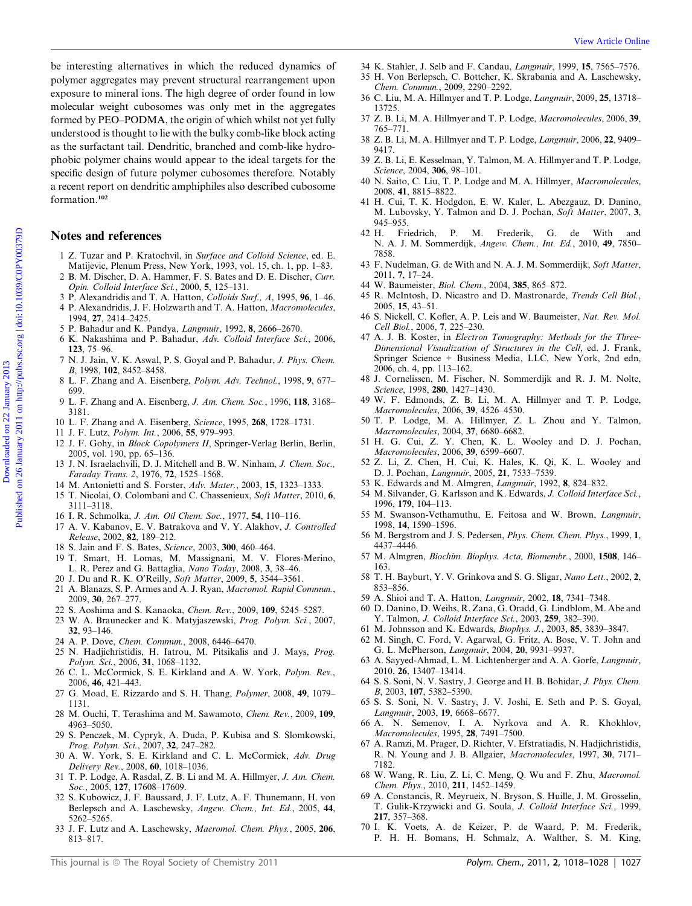be interesting alternatives in which the reduced dynamics of polymer aggregates may prevent structural rearrangement upon exposure to mineral ions. The high degree of order found in low molecular weight cubosomes was only met in the aggregates formed by PEO–PODMA, the origin of which whilst not yet fully understood is thought to lie with the bulky comb-like block acting as the surfactant tail. Dendritic, branched and comb-like hydrophobic polymer chains would appear to the ideal targets for the specific design of future polymer cubosomes therefore. Notably a recent report on dendritic amphiphiles also described cubosome formation.[102]

## Notes and references

1 Z. Tuzar and P. Kratochvil, in *Surface and Colloid Science*, ed. E. Matijevic, Plenum Press, New York, 1993, vol. 15, ch. 1, pp. 1–83.
2 B. M. Discher, D. A. Hammer, F. S. Bates and D. E. Discher, *Curr. Opin. Colloid Interface Sci.*, 2000, **5**, 125–131.
3 P. Alexandridis and T. A. Hatton, *Colloids Surf., A*, 1995, **96**, 1–46.
4 P. Alexandridis, J. F. Holzwarth and T. A. Hatton, *Macromolecules*, 1994, **27**, 2414–2425.
5 P. Bahadur and K. Pandya, *Langmuir*, 1992, **8**, 2666–2670.
6 K. Nakashima and P. Bahadur, *Adv. Colloid Interface Sci.*, 2006, **123**, 75–96.
7 N. J. Jain, V. K. Aswal, P. S. Goyal and P. Bahadur, *J. Phys. Chem. B*, 1998, **102**, 8452–8458.
8 L. F. Zhang and A. Eisenberg, *Polym. Adv. Technol.*, 1998, **9**, 677–699.
9 L. F. Zhang and A. Eisenberg, *J. Am. Chem. Soc.*, 1996, **118**, 3168–3181.
10 L. F. Zhang and A. Eisenberg, *Science*, 1995, **268**, 1728–1731.
11 J. F. Lutz, *Polym. Int.*, 2006, **55**, 979–993.
12 J. F. Gohy, in *Block Copolymers II*, Springer-Verlag Berlin, Berlin, 2005, vol. 190, pp. 65–136.
13 J. N. Israelachvili, D. J. Mitchell and B. W. Ninham, *J. Chem. Soc., Faraday Trans. 2*, 1976, **72**, 1525–1568.
14 M. Antonietti and S. Forster, *Adv. Mater.*, 2003, **15**, 1323–1333.
15 T. Nicolai, O. Colombani and C. Chassenieux, *Soft Matter*, 2010, **6**, 3111–3118.
16 I. R. Schmolka, *J. Am. Oil Chem. Soc.*, 1977, **54**, 110–116.
17 A. V. Kabanov, E. V. Batrakova and V. Y. Alakhov, *J. Controlled Release*, 2002, **82**, 189–212.
18 S. Jain and F. S. Bates, *Science*, 2003, **300**, 460–464.
19 T. Smart, H. Lomas, M. Massignani, M. V. Flores-Merino, L. R. Perez and G. Battaglia, *Nano Today*, 2008, **3**, 38–46.
20 J. Du and R. K. O'Reilly, *Soft Matter*, 2009, **5**, 3544–3561.
21 A. Blanazs, S. P. Armes and A. J. Ryan, *Macromol. Rapid Commun.*, 2009, **30**, 267–277.
22 S. Aoshima and S. Kanaoka, *Chem. Rev.*, 2009, **109**, 5245–5287.
23 W. A. Braunecker and K. Matyjaszewski, *Prog. Polym. Sci.*, 2007, **32**, 93–146.
24 A. P. Dove, *Chem. Commun.*, 2008, 6446–6470.
25 N. Hadjichristidis, H. Iatrou, M. Pitsikalis and J. Mays, *Prog. Polym. Sci.*, 2006, **31**, 1068–1132.
26 C. L. McCormick, S. E. Kirkland and A. W. York, *Polym. Rev.*, 2006, **46**, 421–443.
27 G. Moad, E. Rizzardo and S. H. Thang, *Polymer*, 2008, **49**, 1079–1131.
28 M. Ouchi, T. Terashima and M. Sawamoto, *Chem. Rev.*, 2009, **109**, 4963–5050.
29 S. Penczek, M. Cypryk, A. Duda, P. Kubisa and S. Slomkowski, *Prog. Polym. Sci.*, 2007, **32**, 247–282.
30 A. W. York, S. E. Kirkland and C. L. McCormick, *Adv. Drug Delivery Rev.*, 2008, **60**, 1018–1036.
31 T. P. Lodge, A. Rasdal, Z. B. Li and M. A. Hillmyer, *J. Am. Chem. Soc.*, 2005, **127**, 17608–17609.
32 S. Kubowicz, J. F. Baussard, J. F. Lutz, A. F. Thunemann, H. von Berlepsch and A. Laschewsky, *Angew. Chem., Int. Ed.*, 2005, **44**, 5262–5265.
33 J. F. Lutz and A. Laschewsky, *Macromol. Chem. Phys.*, 2005, **206**, 813–817.
34 K. Stahler, J. Selb and F. Candau, *Langmuir*, 1999, **15**, 7565–7576.
35 H. Von Berlepsch, C. Bottcher, K. Skrabania and A. Laschewsky, *Chem. Commun.*, 2009, 2290–2292.
36 C. Liu, M. A. Hillmyer and T. P. Lodge, *Langmuir*, 2009, **25**, 13718–13725.
37 Z. B. Li, M. A. Hillmyer and T. P. Lodge, *Macromolecules*, 2006, **39**, 765–771.
38 Z. B. Li, M. A. Hillmyer and T. P. Lodge, *Langmuir*, 2006, **22**, 9409–9417.
39 Z. B. Li, E. Kesselman, Y. Talmon, M. A. Hillmyer and T. P. Lodge, *Science*, 2004, **306**, 98–101.
40 N. Saito, C. Liu, T. P. Lodge and M. A. Hillmyer, *Macromolecules*, 2008, **41**, 8815–8822.
41 H. Cui, T. K. Hodgdon, E. W. Kaler, L. Abezgauz, D. Danino, M. Lubovsky, Y. Talmon and D. J. Pochan, *Soft Matter*, 2007, **3**, 945–955.
42 H. Friedrich, P. M. Frederik, G. de With and N. A. J. M. Sommerdijk, *Angew. Chem., Int. Ed.*, 2010, **49**, 7850–7858.
43 F. Nudelman, G. de With and N. A. J. M. Sommerdijk, *Soft Matter*, 2011, **7**, 17–24.
44 W. Baumeister, *Biol. Chem.*, 2004, **385**, 865–872.
45 R. McIntosh, D. Nicastro and D. Mastronarde, *Trends Cell Biol.*, 2005, **15**, 43–51.
46 S. Nickell, C. Kofler, A. P. Leis and W. Baumeister, *Nat. Rev. Mol. Cell Biol.*, 2006, **7**, 225–230.
47 A. J. B. Koster, in *Electron Tomography: Methods for the Three-Dimensional Visualization of Structures in the Cell*, ed. J. Frank, Springer Science + Business Media, LLC, New York, 2nd edn, 2006, ch. 4, pp. 113–162.
48 J. Cornelissen, M. Fischer, N. Sommerdijk and R. J. M. Nolte, *Science*, 1998, **280**, 1427–1430.
49 W. F. Edmonds, Z. B. Li, M. A. Hillmyer and T. P. Lodge, *Macromolecules*, 2006, **39**, 4526–4530.
50 T. P. Lodge, M. A. Hillmyer, Z. L. Zhou and Y. Talmon, *Macromolecules*, 2004, **37**, 6680–6682.
51 H. G. Cui, Z. Y. Chen, K. L. Wooley and D. J. Pochan, *Macromolecules*, 2006, **39**, 6599–6607.
52 Z. Li, Z. Chen, H. Cui, K. Hales, K. Qi, K. L. Wooley and D. J. Pochan, *Langmuir*, 2005, **21**, 7533–7539.
53 K. Edwards and M. Almgren, *Langmuir*, 1992, **8**, 824–832.
54 M. Silvander, G. Karlsson and K. Edwards, *J. Colloid Interface Sci.*, 1996, **179**, 104–113.
55 M. Swanson-Vethamuthu, E. Feitosa and W. Brown, *Langmuir*, 1998, **14**, 1590–1596.
56 M. Bergstrom and J. S. Pedersen, *Phys. Chem. Chem. Phys.*, 1999, **1**, 4437–4446.
57 M. Almgren, *Biochim. Biophys. Acta, Biomembr.*, 2000, **1508**, 146–163.
58 T. H. Bayburt, Y. V. Grinkova and S. G. Sligar, *Nano Lett.*, 2002, **2**, 853–856.
59 A. Shioi and T. A. Hatton, *Langmuir*, 2002, **18**, 7341–7348.
60 D. Danino, D. Weihs, R. Zana, G. Oradd, G. Lindblom, M. Abe and Y. Talmon, *J. Colloid Interface Sci.*, 2003, **259**, 382–390.
61 M. Johnsson and K. Edwards, *Biophys. J.*, 2003, **85**, 3839–3847.
62 M. Singh, C. Ford, V. Agarwal, G. Fritz, A. Bose, V. T. John and G. L. McPherson, *Langmuir*, 2004, **20**, 9931–9937.
63 A. Sayyed-Ahmad, L. M. Lichtenberger and A. A. Gorfe, *Langmuir*, 2010, **26**, 13407–13414.
64 S. S. Soni, N. V. Sastry, J. George and H. B. Bohidar, *J. Phys. Chem. B*, 2003, **107**, 5382–5390.
65 S. S. Soni, N. V. Sastry, J. V. Joshi, E. Seth and P. S. Goyal, *Langmuir*, 2003, **19**, 6668–6677.
66 A. N. Semenov, I. A. Nyrkova and A. R. Khokhlov, *Macromolecules*, 1995, **28**, 7491–7500.
67 A. Ramzi, M. Prager, D. Richter, V. Efstratiadis, N. Hadjichristidis, R. N. Young and J. B. Allgaier, *Macromolecules*, 1997, **30**, 7171–7182.
68 W. Wang, R. Liu, Z. Li, C. Meng, Q. Wu and F. Zhu, *Macromol. Chem. Phys.*, 2010, **211**, 1452–1459.
69 A. Constancis, R. Meyrueix, N. Bryson, S. Huille, J. M. Grosselin, T. Gulik-Krzywicki and G. Soula, *J. Colloid Interface Sci.*, 1999, **217**, 357–368.
70 I. K. Voets, A. de Keizer, P. de Waard, P. M. Frederik, P. H. H. Bomans, H. Schmalz, A. Walther, S. M. King,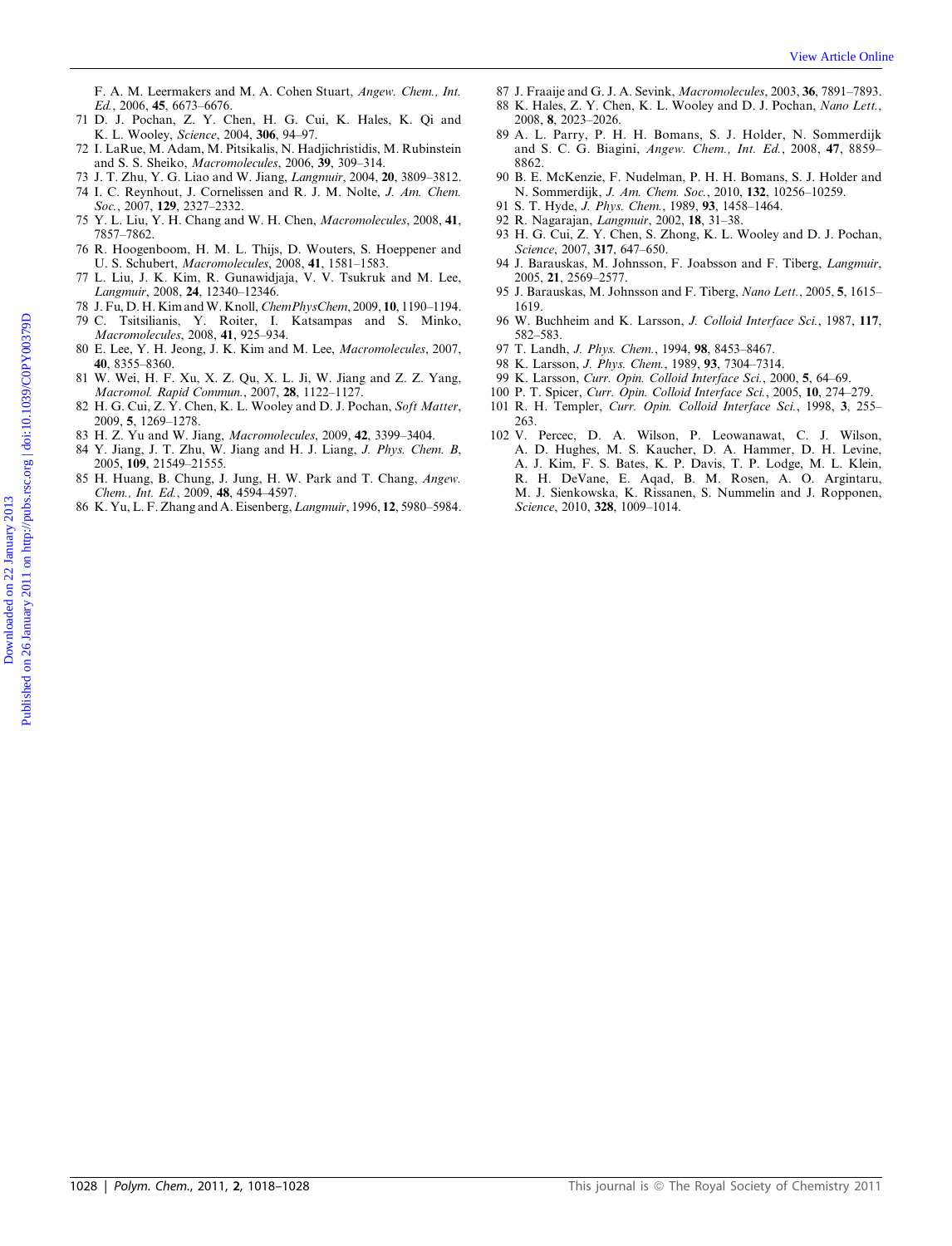F. A. M. Leermakers and M. A. Cohen Stuart, *Angew. Chem., Int. Ed.*, 2006, **45**, 6673–6676.

71 D. J. Pochan, Z. Y. Chen, H. G. Cui, K. Hales, K. Qi and K. L. Wooley, *Science*, 2004, **306**, 94–97.

72 I. LaRue, M. Adam, M. Pitsikalis, N. Hadjichristidis, M. Rubinstein and S. S. Sheiko, *Macromolecules*, 2006, **39**, 309–314.

73 J. T. Zhu, Y. G. Liao and W. Jiang, *Langmuir*, 2004, **20**, 3809–3812.

74 I. C. Reynhout, J. Cornelissen and R. J. M. Nolte, *J. Am. Chem. Soc.*, 2007, **129**, 2327–2332.

75 Y. L. Liu, Y. H. Chang and W. H. Chen, *Macromolecules*, 2008, **41**, 7857–7862.

76 R. Hoogenboom, H. M. L. Thijs, D. Wouters, S. Hoeppener and U. S. Schubert, *Macromolecules*, 2008, **41**, 1581–1583.

77 L. Liu, J. K. Kim, R. Gunawidjaja, V. V. Tsukruk and M. Lee, *Langmuir*, 2008, **24**, 12340–12346.

78 J. Fu, D. H. Kim and W. Knoll, *ChemPhysChem*, 2009, **10**, 1190–1194.

79 C. Tsitsilianis, Y. Roiter, I. Katsampas and S. Minko, *Macromolecules*, 2008, **41**, 925–934.

80 E. Lee, Y. H. Jeong, J. K. Kim and M. Lee, *Macromolecules*, 2007, **40**, 8355–8360.

81 W. Wei, H. F. Xu, X. Z. Qu, X. L. Ji, W. Jiang and Z. Z. Yang, *Macromol. Rapid Commun.*, 2007, **28**, 1122–1127.

82 H. G. Cui, Z. Y. Chen, K. L. Wooley and D. J. Pochan, *Soft Matter*, 2009, **5**, 1269–1278.

83 H. Z. Yu and W. Jiang, *Macromolecules*, 2009, **42**, 3399–3404.

84 Y. Jiang, J. T. Zhu, W. Jiang and H. J. Liang, *J. Phys. Chem. B*, 2005, **109**, 21549–21555.

85 H. Huang, B. Chung, J. Jung, H. W. Park and T. Chang, *Angew. Chem., Int. Ed.*, 2009, **48**, 4594–4597.

86 K. Yu, L. F. Zhang and A. Eisenberg, *Langmuir*, 1996, **12**, 5980–5984.

87 J. Fraaije and G. J. A. Sevink, *Macromolecules*, 2003, **36**, 7891–7893.

88 K. Hales, Z. Y. Chen, K. L. Wooley and D. J. Pochan, *Nano Lett.*, 2008, **8**, 2023–2026.

89 A. L. Parry, P. H. H. Bomans, S. J. Holder, N. Sommerdijk and S. C. G. Biagini, *Angew. Chem., Int. Ed.*, 2008, **47**, 8859–8862.

90 B. E. McKenzie, F. Nudelman, P. H. H. Bomans, S. J. Holder and N. Sommerdijk, *J. Am. Chem. Soc.*, 2010, **132**, 10256–10259.

91 S. T. Hyde, *J. Phys. Chem.*, 1989, **93**, 1458–1464.

92 R. Nagarajan, *Langmuir*, 2002, **18**, 31–38.

93 H. G. Cui, Z. Y. Chen, S. Zhong, K. L. Wooley and D. J. Pochan, *Science*, 2007, **317**, 647–650.

94 J. Barauskas, M. Johnsson, F. Joabsson and F. Tiberg, *Langmuir*, 2005, **21**, 2569–2577.

95 J. Barauskas, M. Johnsson and F. Tiberg, *Nano Lett.*, 2005, **5**, 1615–1619.

96 W. Buchheim and K. Larsson, *J. Colloid Interface Sci.*, 1987, **117**, 582–583.

97 T. Landh, *J. Phys. Chem.*, 1994, **98**, 8453–8467.

98 K. Larsson, *J. Phys. Chem.*, 1989, **93**, 7304–7314.

99 K. Larsson, *Curr. Opin. Colloid Interface Sci.*, 2000, **5**, 64–69.

100 P. T. Spicer, *Curr. Opin. Colloid Interface Sci.*, 2005, **10**, 274–279.

101 R. H. Templer, *Curr. Opin. Colloid Interface Sci.*, 1998, **3**, 255–263.

102 V. Percec, D. A. Wilson, P. Leowanawat, C. J. Wilson, A. D. Hughes, M. S. Kaucher, D. A. Hammer, D. H. Levine, A. J. Kim, F. S. Bates, K. P. Davis, T. P. Lodge, M. L. Klein, R. H. DeVane, E. Aqad, B. M. Rosen, A. O. Argintaru, M. J. Sienkowska, K. Rissanen, S. Nummelin and J. Ropponen, *Science*, 2010, **328**, 1009–1014.